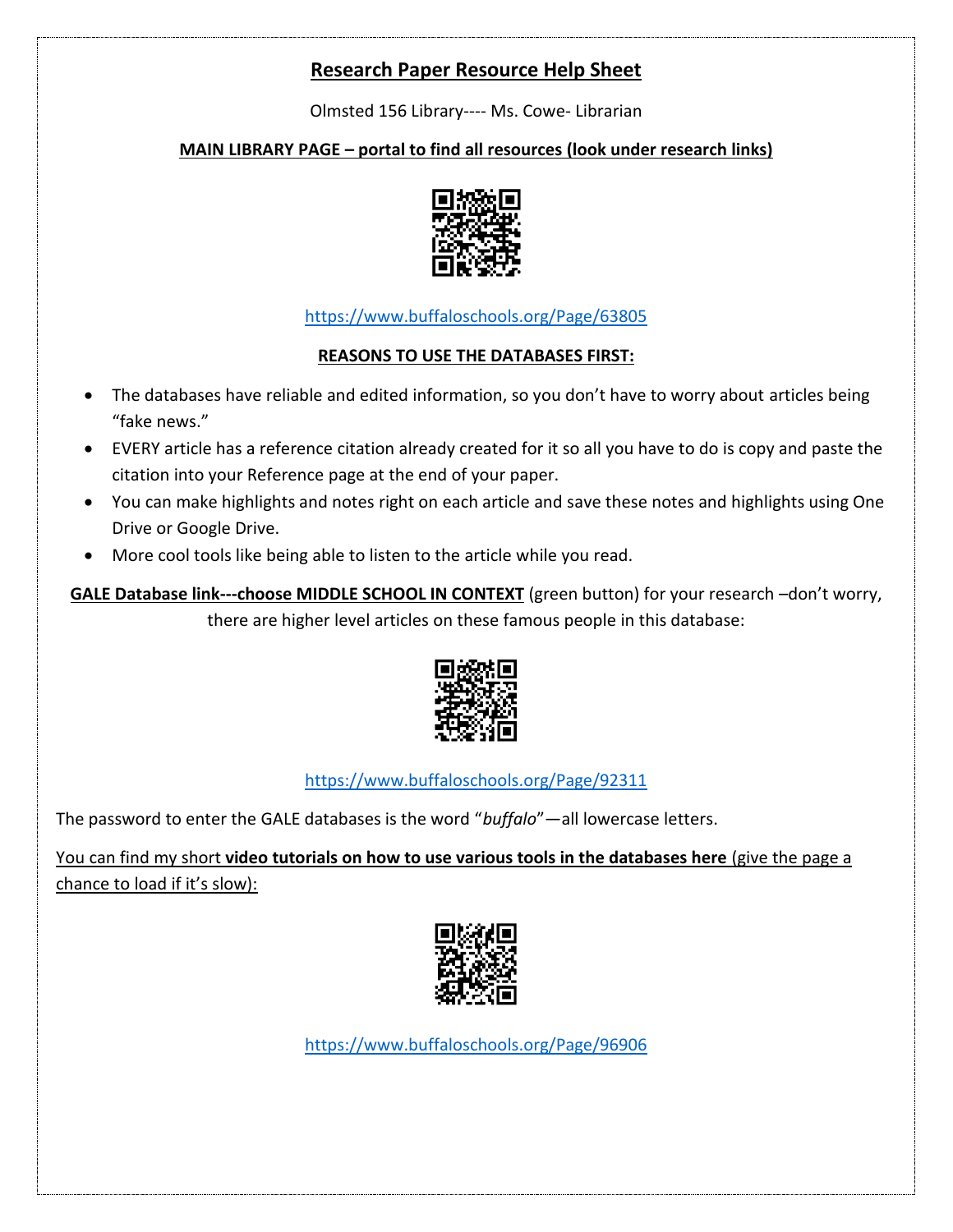# Research Paper Resource Help Sheet

Olmsted 156 Library---- Ms. Cowe- Librarian

**MAIN LIBRARY PAGE – portal to find all resources (look under research links)**

https://www.buffaloschools.org/Page/63805

**REASONS TO USE THE DATABASES FIRST:**

- The databases have reliable and edited information, so you don't have to worry about articles being "fake news."
- EVERY article has a reference citation already created for it so all you have to do is copy and paste the citation into your Reference page at the end of your paper.
- You can make highlights and notes right on each article and save these notes and highlights using One Drive or Google Drive.
- More cool tools like being able to listen to the article while you read.

**GALE Database link---choose MIDDLE SCHOOL IN CONTEXT** (green button) for your research –don't worry, there are higher level articles on these famous people in this database:

https://www.buffaloschools.org/Page/92311

The password to enter the GALE databases is the word "*buffalo*"—all lowercase letters.

You can find my short **video tutorials on how to use various tools in the databases here** (give the page a chance to load if it's slow):

https://www.buffaloschools.org/Page/96906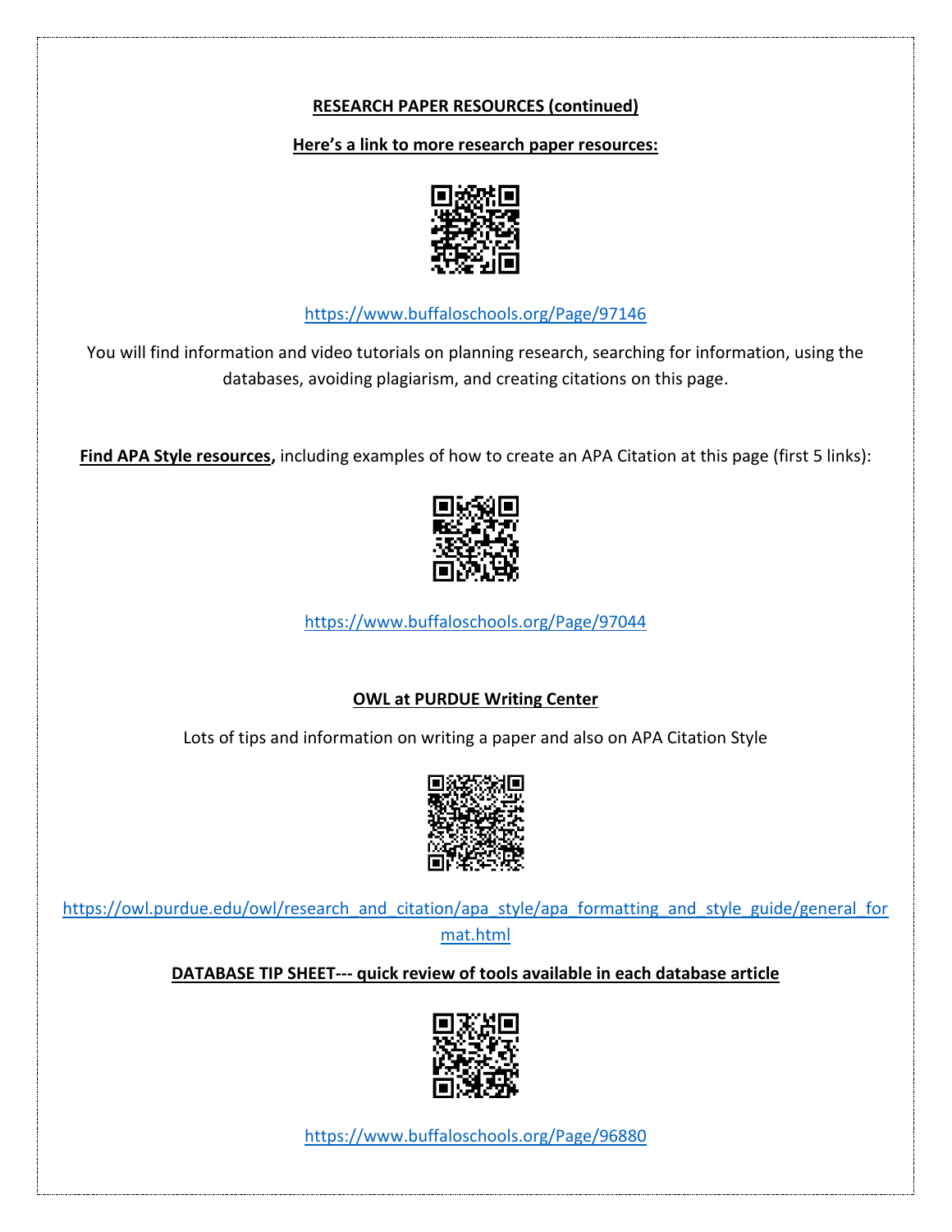**RESEARCH PAPER RESOURCES (continued)**

**Here's a link to more research paper resources:**

https://www.buffaloschools.org/Page/97146

You will find information and video tutorials on planning research, searching for information, using the databases, avoiding plagiarism, and creating citations on this page.

**Find APA Style resources,** including examples of how to create an APA Citation at this page (first 5 links):

https://www.buffaloschools.org/Page/97044

**OWL at PURDUE Writing Center**

Lots of tips and information on writing a paper and also on APA Citation Style

https://owl.purdue.edu/owl/research_and_citation/apa_style/apa_formatting_and_style_guide/general_format.html

**DATABASE TIP SHEET--- quick review of tools available in each database article**

https://www.buffaloschools.org/Page/96880